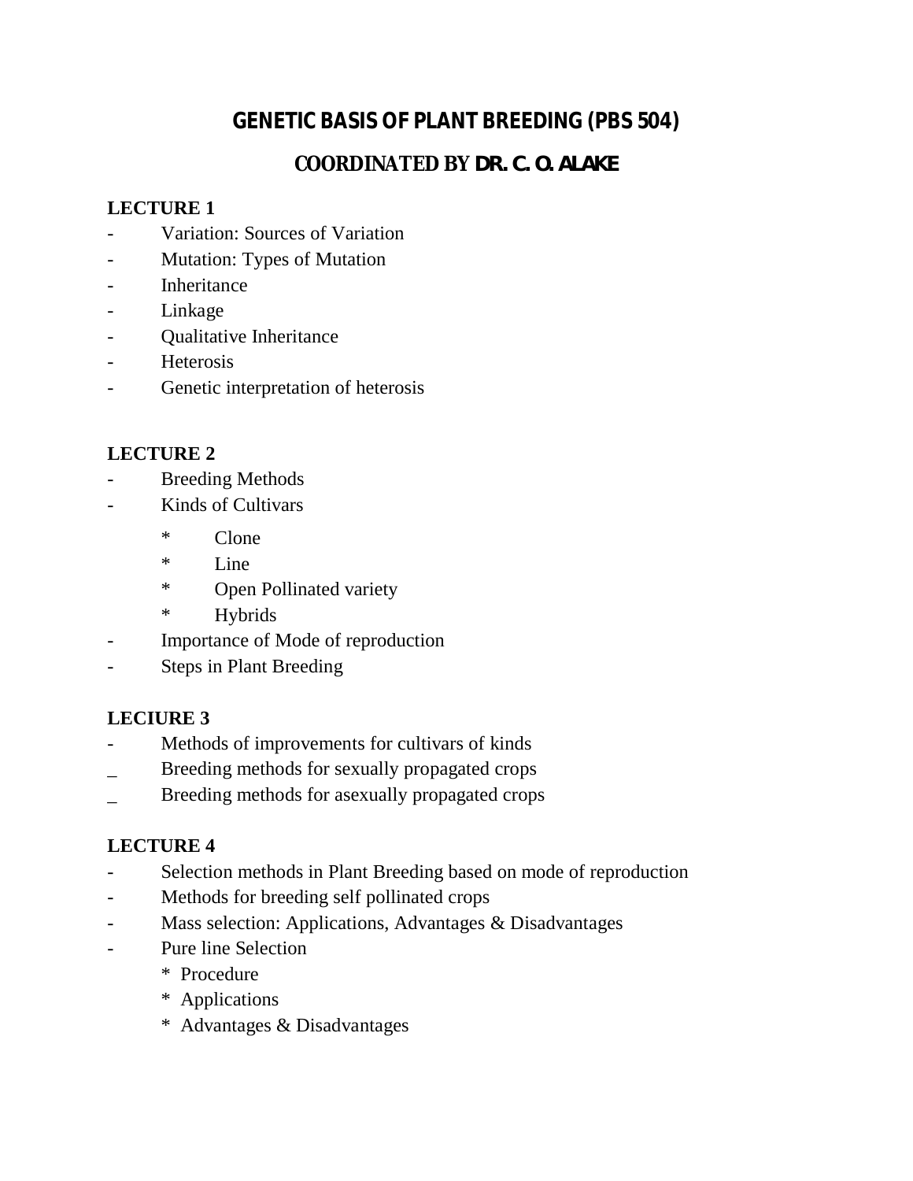# GENETIC BASIS OF PLANT BREEDING (PBS 504)

## COORDINATED BY DR. C. O. ALAKE

### LECTURE 1

- Variation: Sources of Variation
- Mutation: Types of Mutation
- Inheritance
- Linkage
- Qualitative Inheritance
- Heterosis
- Genetic interpretation of heterosis

### LECTURE 2

- Breeding Methods
- Kinds of Cultivars
    * Clone
    * Line
    * Open Pollinated variety
    * Hybrids
- Importance of Mode of reproduction
- Steps in Plant Breeding

### LECIURE 3

- Methods of improvements for cultivars of kinds
- Breeding methods for sexually propagated crops
- Breeding methods for asexually propagated crops

### LECTURE 4

- Selection methods in Plant Breeding based on mode of reproduction
- Methods for breeding self pollinated crops
- Mass selection: Applications, Advantages & Disadvantages
- Pure line Selection
    * Procedure
    * Applications
    * Advantages & Disadvantages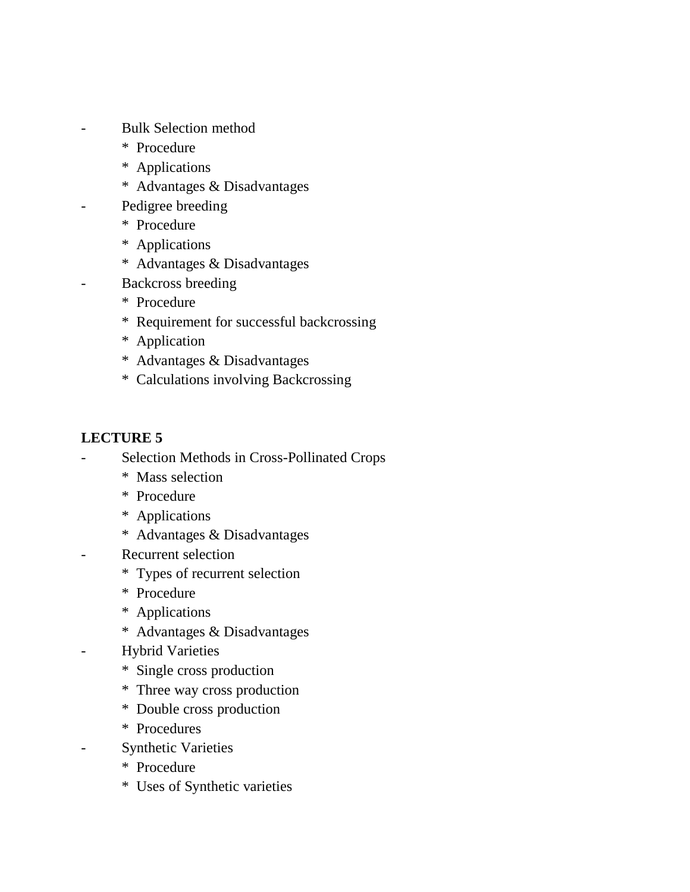- Bulk Selection method
  * Procedure
  * Applications
  * Advantages & Disadvantages
- Pedigree breeding
  * Procedure
  * Applications
  * Advantages & Disadvantages
- Backcross breeding
  * Procedure
  * Requirement for successful backcrossing
  * Application
  * Advantages & Disadvantages
  * Calculations involving Backcrossing

**LECTURE 5**

- Selection Methods in Cross-Pollinated Crops
  * Mass selection
  * Procedure
  * Applications
  * Advantages & Disadvantages
- Recurrent selection
  * Types of recurrent selection
  * Procedure
  * Applications
  * Advantages & Disadvantages
- Hybrid Varieties
  * Single cross production
  * Three way cross production
  * Double cross production
  * Procedures
- Synthetic Varieties
  * Procedure
  * Uses of Synthetic varieties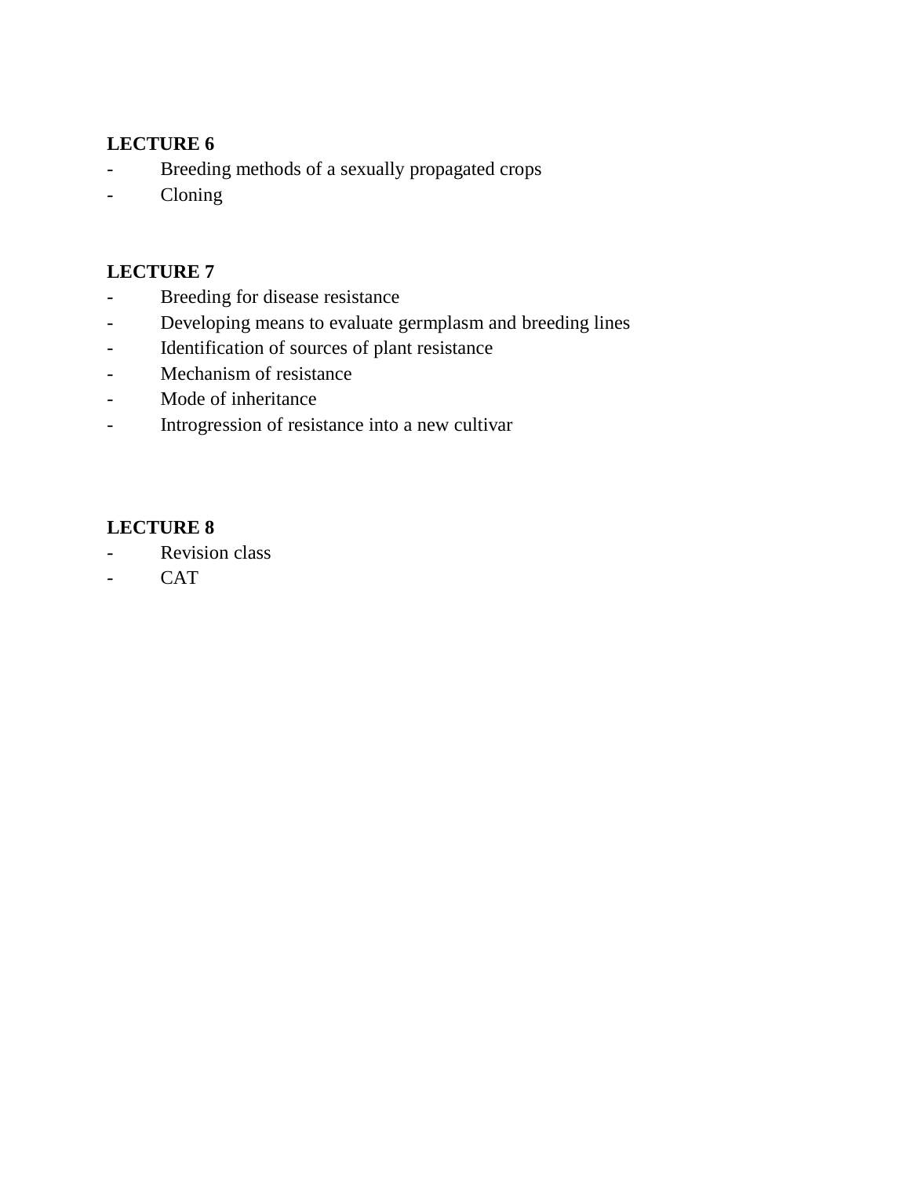**LECTURE 6**

- Breeding methods of a sexually propagated crops
- Cloning

**LECTURE 7**

- Breeding for disease resistance
- Developing means to evaluate germplasm and breeding lines
- Identification of sources of plant resistance
- Mechanism of resistance
- Mode of inheritance
- Introgression of resistance into a new cultivar

**LECTURE 8**

- Revision class
- CAT